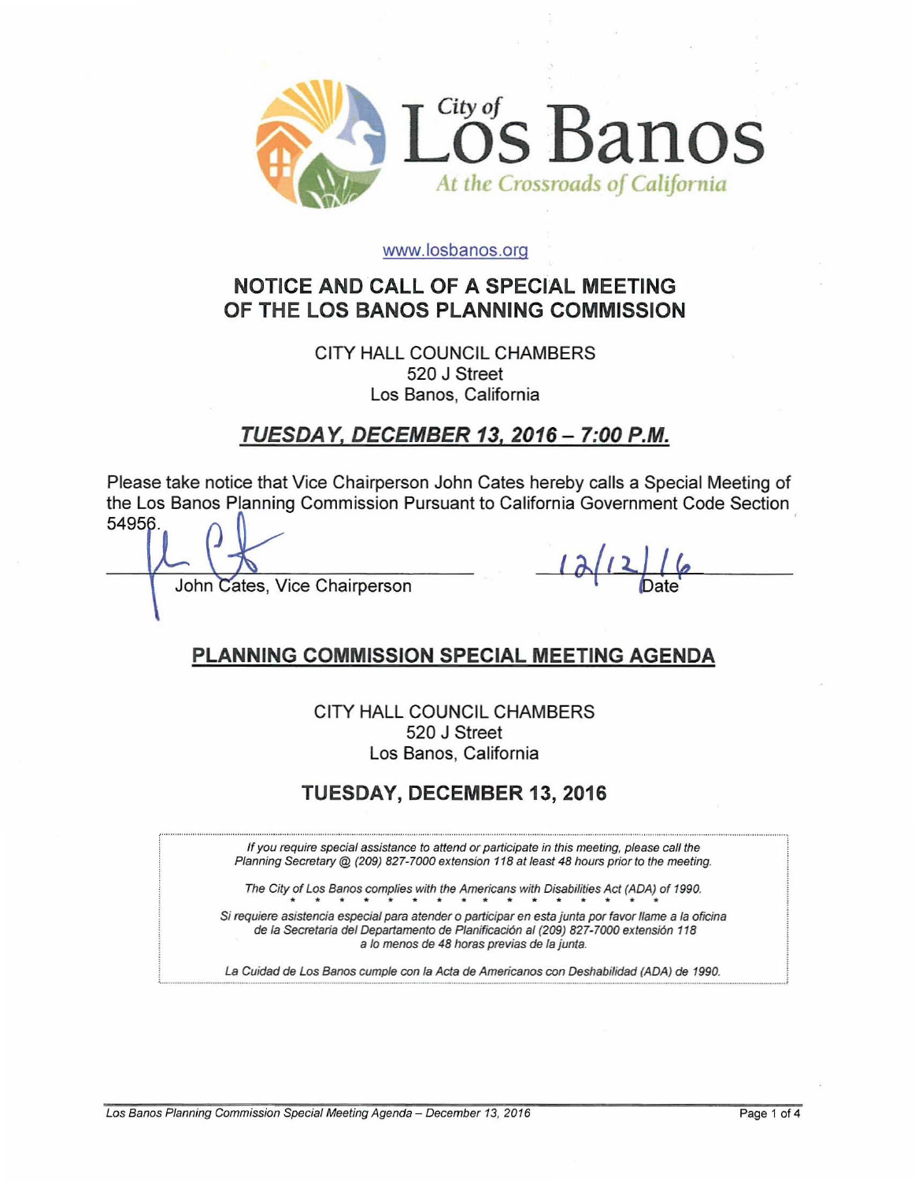City of Los Banos

*At the Crossroads of California*

www.losbanos.org

# NOTICE AND CALL OF A SPECIAL MEETING OF THE LOS BANOS PLANNING COMMISSION

CITY HALL COUNCIL CHAMBERS
520 J Street
Los Banos, California

## ***TUESDAY, DECEMBER 13, 2016 – 7:00 P.M.***

Please take notice that Vice Chairperson John Cates hereby calls a Special Meeting of the Los Banos Planning Commission Pursuant to California Government Code Section 54956.

John Cates, Vice Chairperson — Date: 12/12/16

## PLANNING COMMISSION SPECIAL MEETING AGENDA

CITY HALL COUNCIL CHAMBERS
520 J Street
Los Banos, California

## TUESDAY, DECEMBER 13, 2016

*If you require special assistance to attend or participate in this meeting, please call the Planning Secretary @ (209) 827-7000 extension 118 at least 48 hours prior to the meeting.*

*The City of Los Banos complies with the Americans with Disabilities Act (ADA) of 1990.*

\* \* \* \* \* \* \* \* \* \* \* \* \* \* \* \* \* \*

*Si requiere asistencia especial para atender o participar en esta junta por favor llame a la oficina de la Secretaria del Departamento de Planificación al (209) 827-7000 extensión 118 a lo menos de 48 horas previas de la junta.*

*La Cuidad de Los Banos cumple con la Acta de Americanos con Deshabilidad (ADA) de 1990.*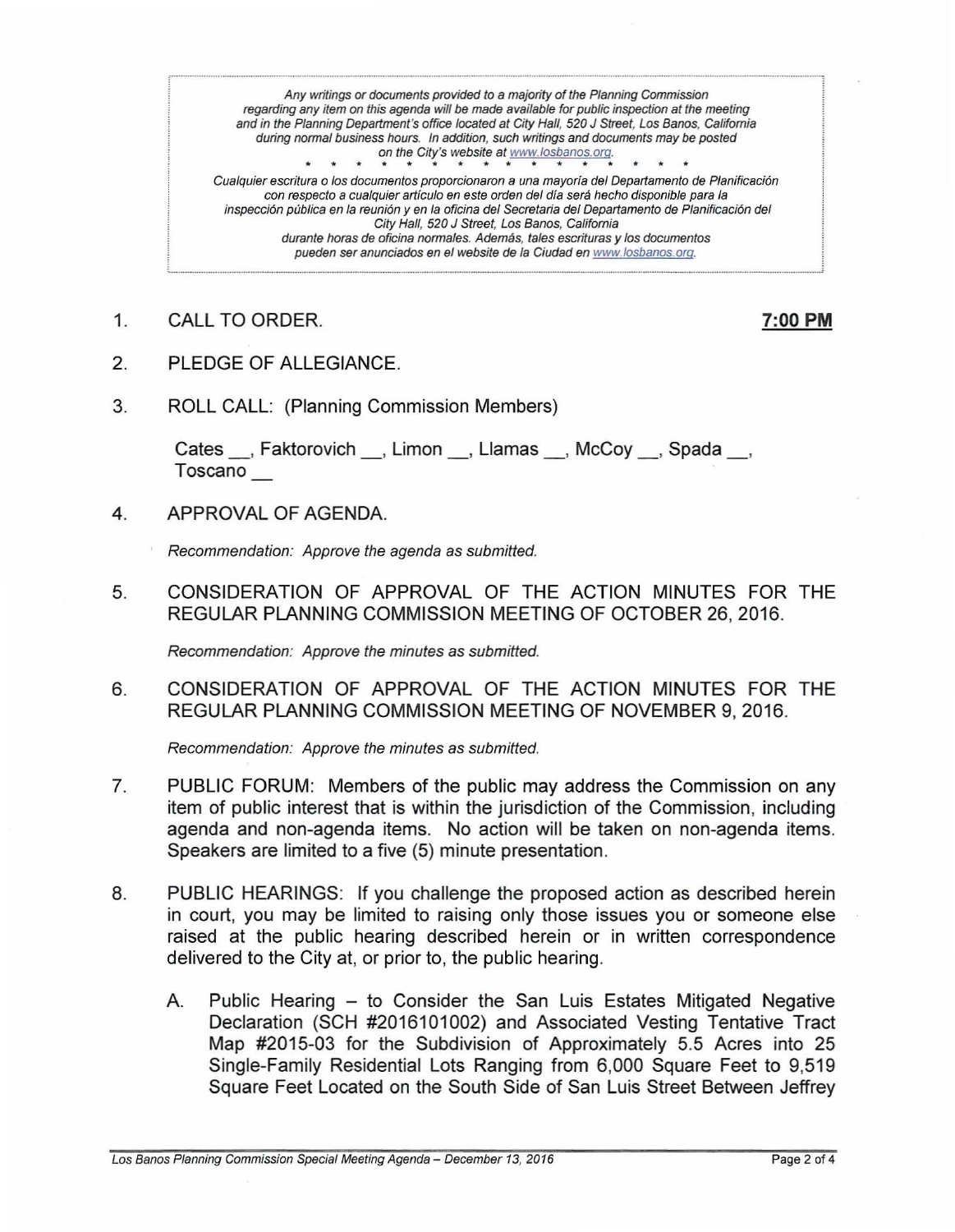*Any writings or documents provided to a majority of the Planning Commission regarding any item on this agenda will be made available for public inspection at the meeting and in the Planning Department's office located at City Hall, 520 J Street, Los Banos, California during normal business hours. In addition, such writings and documents may be posted on the City's website at www.losbanos.org.*

\* \* \* \* \* \* \* \* \* \* \* \* \* \* \*

*Cualquier escritura o los documentos proporcionaron a una mayoría del Departamento de Planificación con respecto a cualquier artículo en este orden del día será hecho disponible para la inspección pública en la reunión y en la oficina del Secretaria del Departamento de Planificación del City Hall, 520 J Street, Los Banos, California durante horas de oficina normales. Además, tales escrituras y los documentos pueden ser anunciados en el website de la Ciudad en www.losbanos.org.*

1. CALL TO ORDER. **7:00 PM**

2. PLEDGE OF ALLEGIANCE.

3. ROLL CALL: (Planning Commission Members)

   Cates \_\_, Faktorovich \_\_, Limon \_\_, Llamas \_\_, McCoy \_\_, Spada \_\_, Toscano \_\_

4. APPROVAL OF AGENDA.

   *Recommendation: Approve the agenda as submitted.*

5. CONSIDERATION OF APPROVAL OF THE ACTION MINUTES FOR THE REGULAR PLANNING COMMISSION MEETING OF OCTOBER 26, 2016.

   *Recommendation: Approve the minutes as submitted.*

6. CONSIDERATION OF APPROVAL OF THE ACTION MINUTES FOR THE REGULAR PLANNING COMMISSION MEETING OF NOVEMBER 9, 2016.

   *Recommendation: Approve the minutes as submitted.*

7. PUBLIC FORUM: Members of the public may address the Commission on any item of public interest that is within the jurisdiction of the Commission, including agenda and non-agenda items. No action will be taken on non-agenda items. Speakers are limited to a five (5) minute presentation.

8. PUBLIC HEARINGS: If you challenge the proposed action as described herein in court, you may be limited to raising only those issues you or someone else raised at the public hearing described herein or in written correspondence delivered to the City at, or prior to, the public hearing.

   A. Public Hearing – to Consider the San Luis Estates Mitigated Negative Declaration (SCH #2016101002) and Associated Vesting Tentative Tract Map #2015-03 for the Subdivision of Approximately 5.5 Acres into 25 Single-Family Residential Lots Ranging from 6,000 Square Feet to 9,519 Square Feet Located on the South Side of San Luis Street Between Jeffrey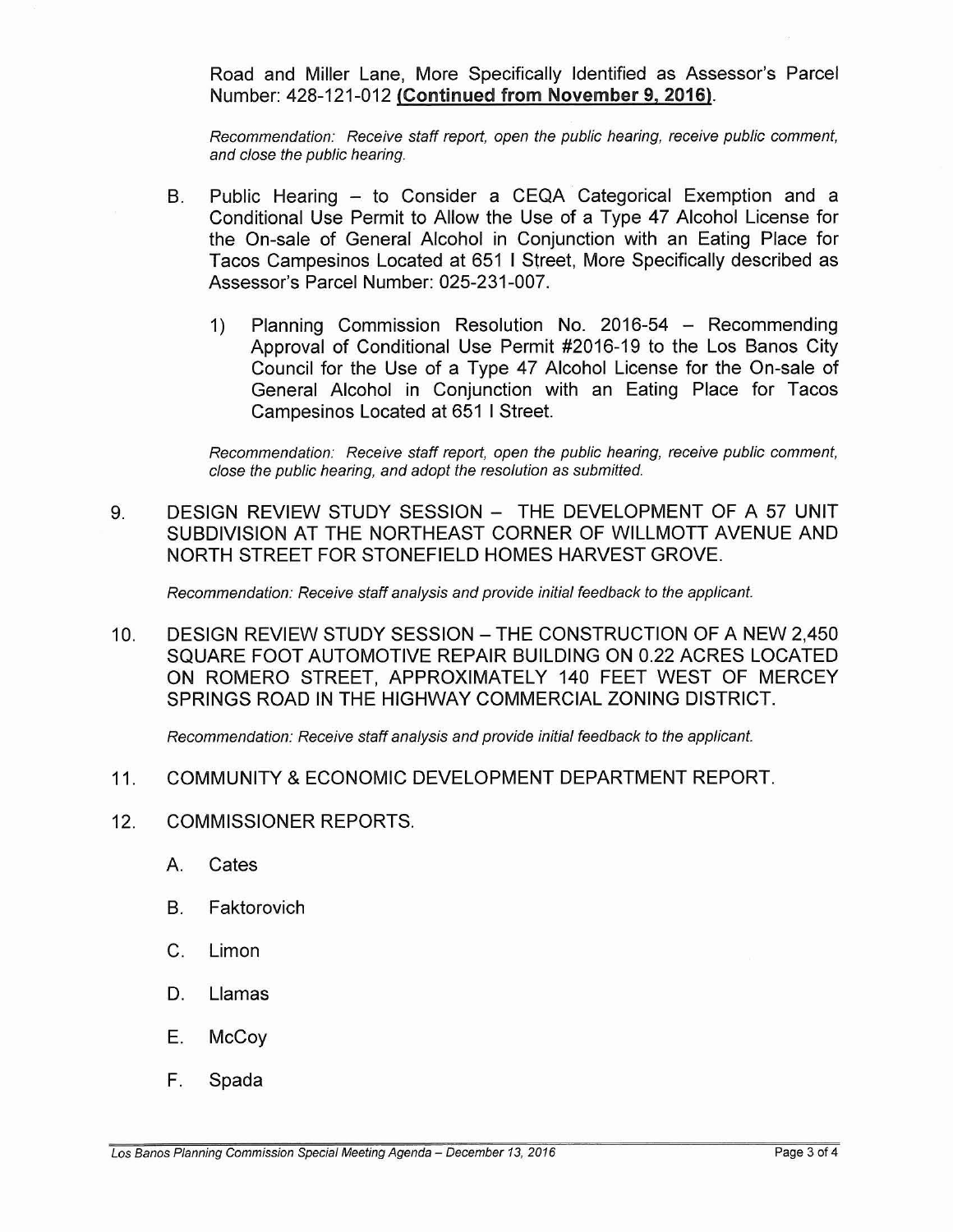Road and Miller Lane, More Specifically Identified as Assessor's Parcel Number: 428-121-012 **(Continued from November 9, 2016)**.

*Recommendation: Receive staff report, open the public hearing, receive public comment, and close the public hearing.*

B. Public Hearing – to Consider a CEQA Categorical Exemption and a Conditional Use Permit to Allow the Use of a Type 47 Alcohol License for the On-sale of General Alcohol in Conjunction with an Eating Place for Tacos Campesinos Located at 651 I Street, More Specifically described as Assessor's Parcel Number: 025-231-007.

   1) Planning Commission Resolution No. 2016-54 – Recommending Approval of Conditional Use Permit #2016-19 to the Los Banos City Council for the Use of a Type 47 Alcohol License for the On-sale of General Alcohol in Conjunction with an Eating Place for Tacos Campesinos Located at 651 I Street.

*Recommendation: Receive staff report, open the public hearing, receive public comment, close the public hearing, and adopt the resolution as submitted.*

9. DESIGN REVIEW STUDY SESSION – THE DEVELOPMENT OF A 57 UNIT SUBDIVISION AT THE NORTHEAST CORNER OF WILLMOTT AVENUE AND NORTH STREET FOR STONEFIELD HOMES HARVEST GROVE.

*Recommendation: Receive staff analysis and provide initial feedback to the applicant.*

10. DESIGN REVIEW STUDY SESSION – THE CONSTRUCTION OF A NEW 2,450 SQUARE FOOT AUTOMOTIVE REPAIR BUILDING ON 0.22 ACRES LOCATED ON ROMERO STREET, APPROXIMATELY 140 FEET WEST OF MERCEY SPRINGS ROAD IN THE HIGHWAY COMMERCIAL ZONING DISTRICT.

*Recommendation: Receive staff analysis and provide initial feedback to the applicant.*

11. COMMUNITY & ECONOMIC DEVELOPMENT DEPARTMENT REPORT.

12. COMMISSIONER REPORTS.

   A. Cates

   B. Faktorovich

   C. Limon

   D. Llamas

   E. McCoy

   F. Spada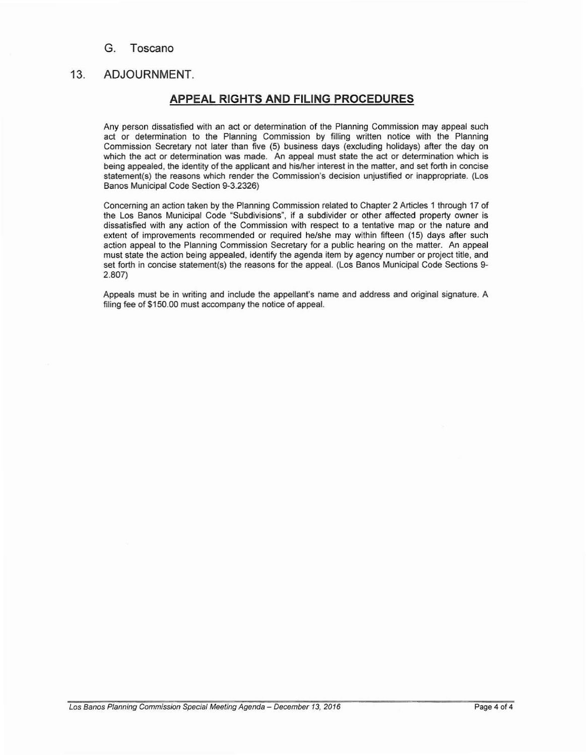G. Toscano

13. ADJOURNMENT.

## APPEAL RIGHTS AND FILING PROCEDURES

Any person dissatisfied with an act or determination of the Planning Commission may appeal such act or determination to the Planning Commission by filling written notice with the Planning Commission Secretary not later than five (5) business days (excluding holidays) after the day on which the act or determination was made. An appeal must state the act or determination which is being appealed, the identity of the applicant and his/her interest in the matter, and set forth in concise statement(s) the reasons which render the Commission's decision unjustified or inappropriate. (Los Banos Municipal Code Section 9-3.2326)

Concerning an action taken by the Planning Commission related to Chapter 2 Articles 1 through 17 of the Los Banos Municipal Code "Subdivisions", if a subdivider or other affected property owner is dissatisfied with any action of the Commission with respect to a tentative map or the nature and extent of improvements recommended or required he/she may within fifteen (15) days after such action appeal to the Planning Commission Secretary for a public hearing on the matter. An appeal must state the action being appealed, identify the agenda item by agency number or project title, and set forth in concise statement(s) the reasons for the appeal. (Los Banos Municipal Code Sections 9-2.807)

Appeals must be in writing and include the appellant's name and address and original signature. A filing fee of $150.00 must accompany the notice of appeal.